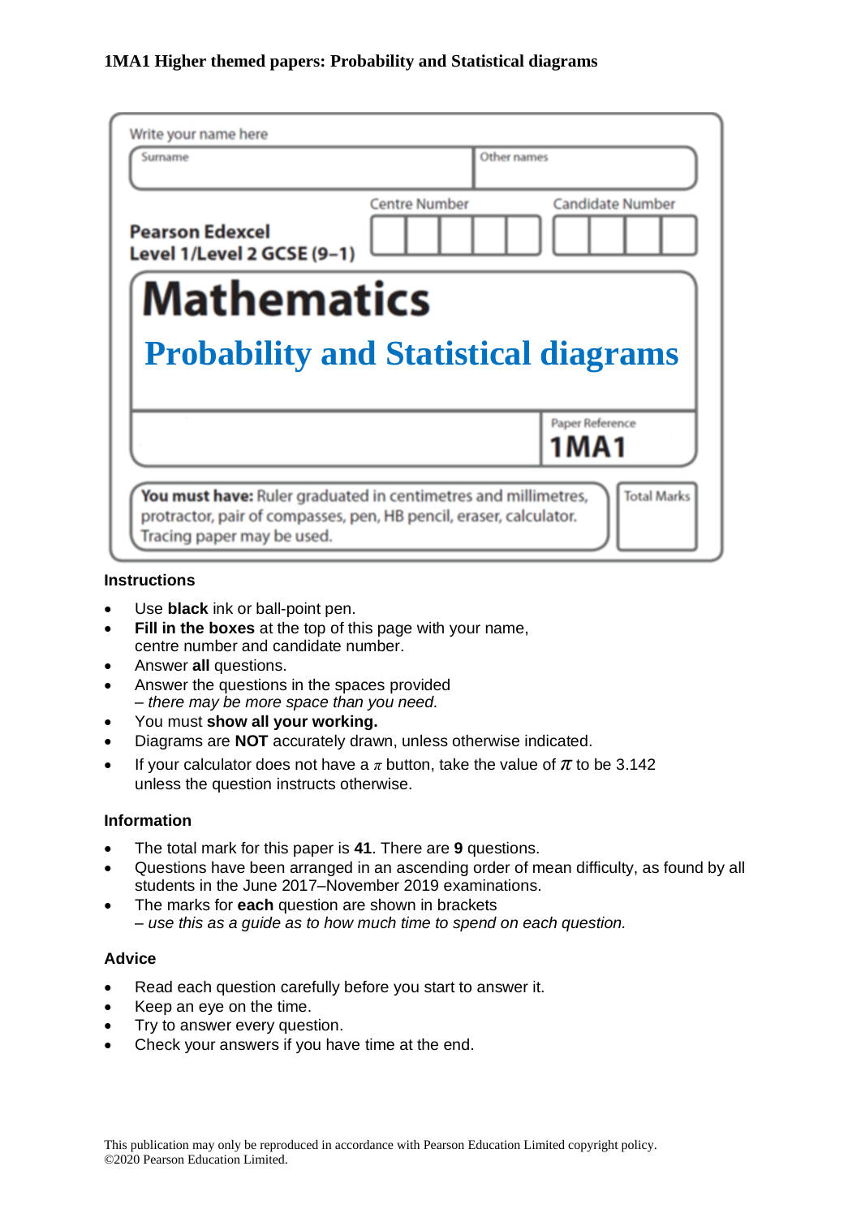**1MA1 Higher themed papers: Probability and Statistical diagrams**

Write your name here

| Surname | Other names |
|---|---|
| | |

**Pearson Edexcel**
**Level 1/Level 2 GCSE (9–1)**

| Centre Number | Candidate Number |
|---|---|
| | |

# Mathematics

## Probability and Statistical diagrams

| | Paper Reference |
|---|---|
| | **1MA1** |

**You must have:** Ruler graduated in centimetres and millimetres, protractor, pair of compasses, pen, HB pencil, eraser, calculator. Tracing paper may be used.

Total Marks

### Instructions

- Use **black** ink or ball-point pen.
- **Fill in the boxes** at the top of this page with your name, centre number and candidate number.
- Answer **all** questions.
- Answer the questions in the spaces provided
  *– there may be more space than you need.*
- You must **show all your working.**
- Diagrams are **NOT** accurately drawn, unless otherwise indicated.
- If your calculator does not have a $\pi$ button, take the value of $\pi$ to be 3.142 unless the question instructs otherwise.

### Information

- The total mark for this paper is **41**. There are **9** questions.
- Questions have been arranged in an ascending order of mean difficulty, as found by all students in the June 2017–November 2019 examinations.
- The marks for **each** question are shown in brackets
  *– use this as a guide as to how much time to spend on each question.*

### Advice

- Read each question carefully before you start to answer it.
- Keep an eye on the time.
- Try to answer every question.
- Check your answers if you have time at the end.

This publication may only be reproduced in accordance with Pearson Education Limited copyright policy.
©2020 Pearson Education Limited.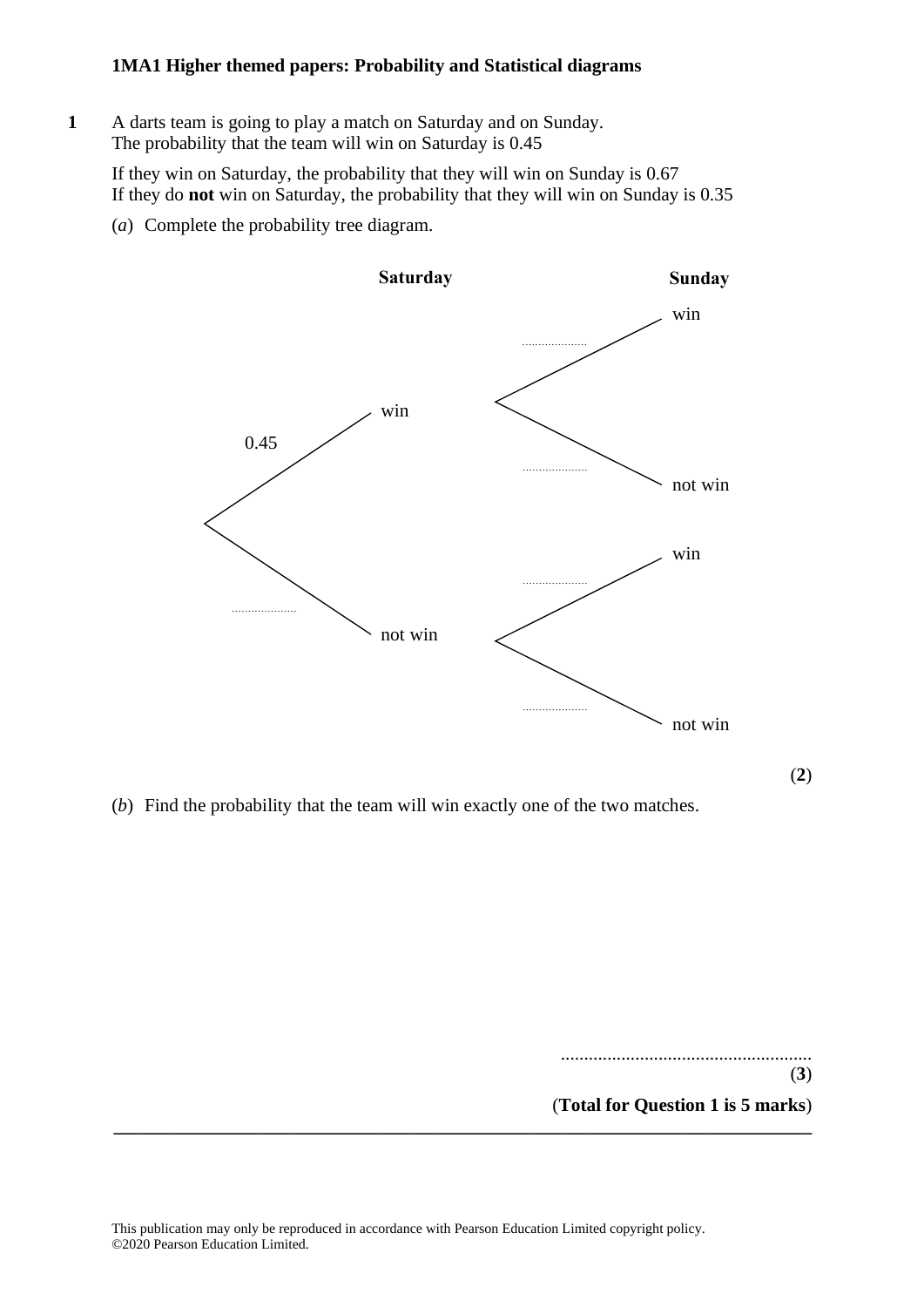**1MA1 Higher themed papers: Probability and Statistical diagrams**

**1** A darts team is going to play a match on Saturday and on Sunday.
The probability that the team will win on Saturday is 0.45

If they win on Saturday, the probability that they will win on Sunday is 0.67
If they do **not** win on Saturday, the probability that they will win on Sunday is 0.35

(*a*) Complete the probability tree diagram.

| Saturday | | Sunday | |
|---|---|---|---|
| 0.45 | win | .................... | win |
| | | .................... | not win |
| .................... | not win | .................... | win |
| | | .................... | not win |

(**2**)

(*b*) Find the probability that the team will win exactly one of the two matches.

......................................................
(**3**)

(**Total for Question 1 is 5 marks**)

This publication may only be reproduced in accordance with Pearson Education Limited copyright policy.
©2020 Pearson Education Limited.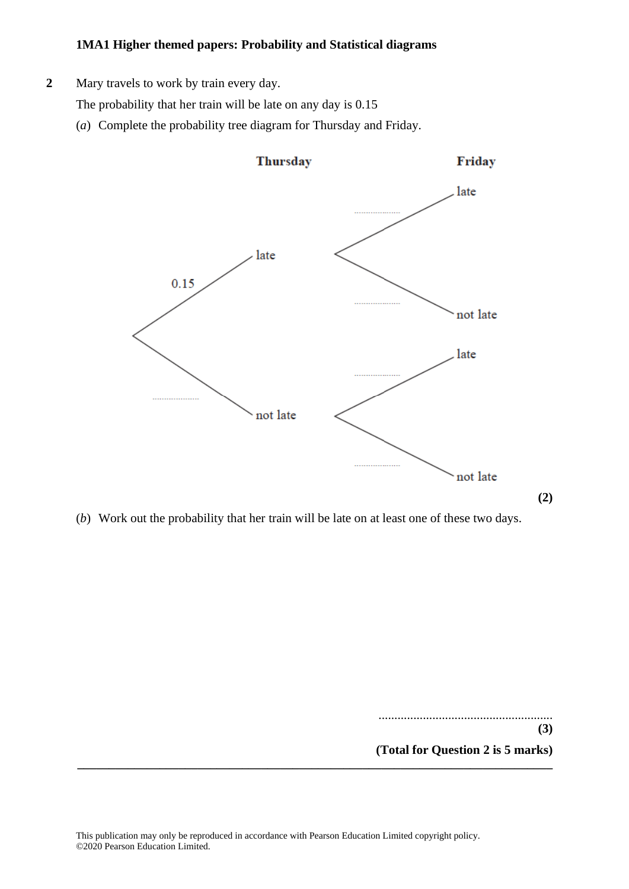**1MA1 Higher themed papers: Probability and Statistical diagrams**

**2** Mary travels to work by train every day.

The probability that her train will be late on any day is 0.15

(*a*) Complete the probability tree diagram for Thursday and Friday.

**Thursday** **Friday**

- late (0.15)
  - late (..................)
  - not late (..................)
- not late (..................)
  - late (..................)
  - not late (..................)

**(2)**

(*b*) Work out the probability that her train will be late on at least one of these two days.

.......................................................

**(3)**

**(Total for Question 2 is 5 marks)**

---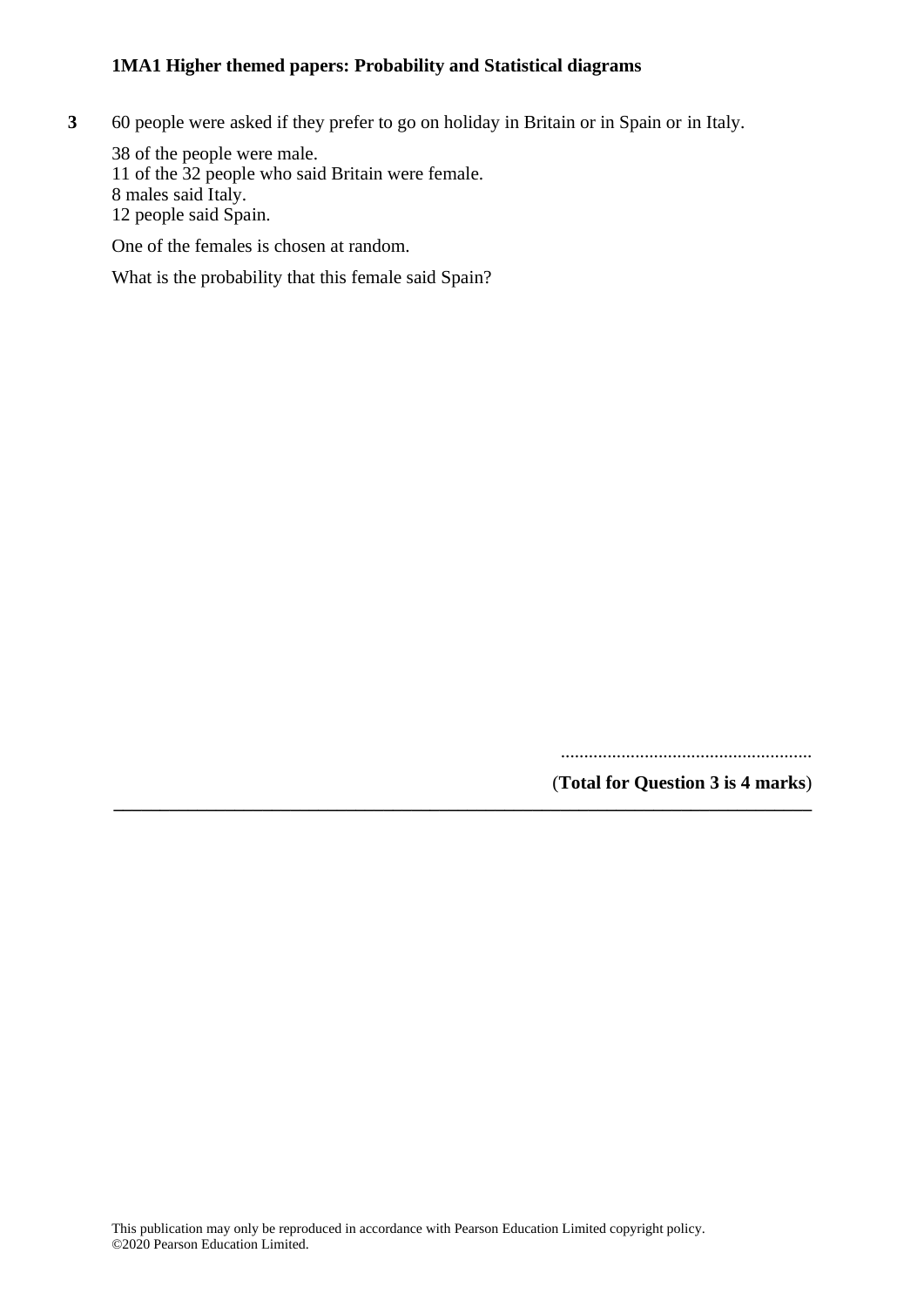**3** 60 people were asked if they prefer to go on holiday in Britain or in Spain or in Italy.

38 of the people were male.
11 of the 32 people who said Britain were female.
8 males said Italy.
12 people said Spain.

One of the females is chosen at random.

What is the probability that this female said Spain?

......................................................

(**Total for Question 3 is 4 marks**)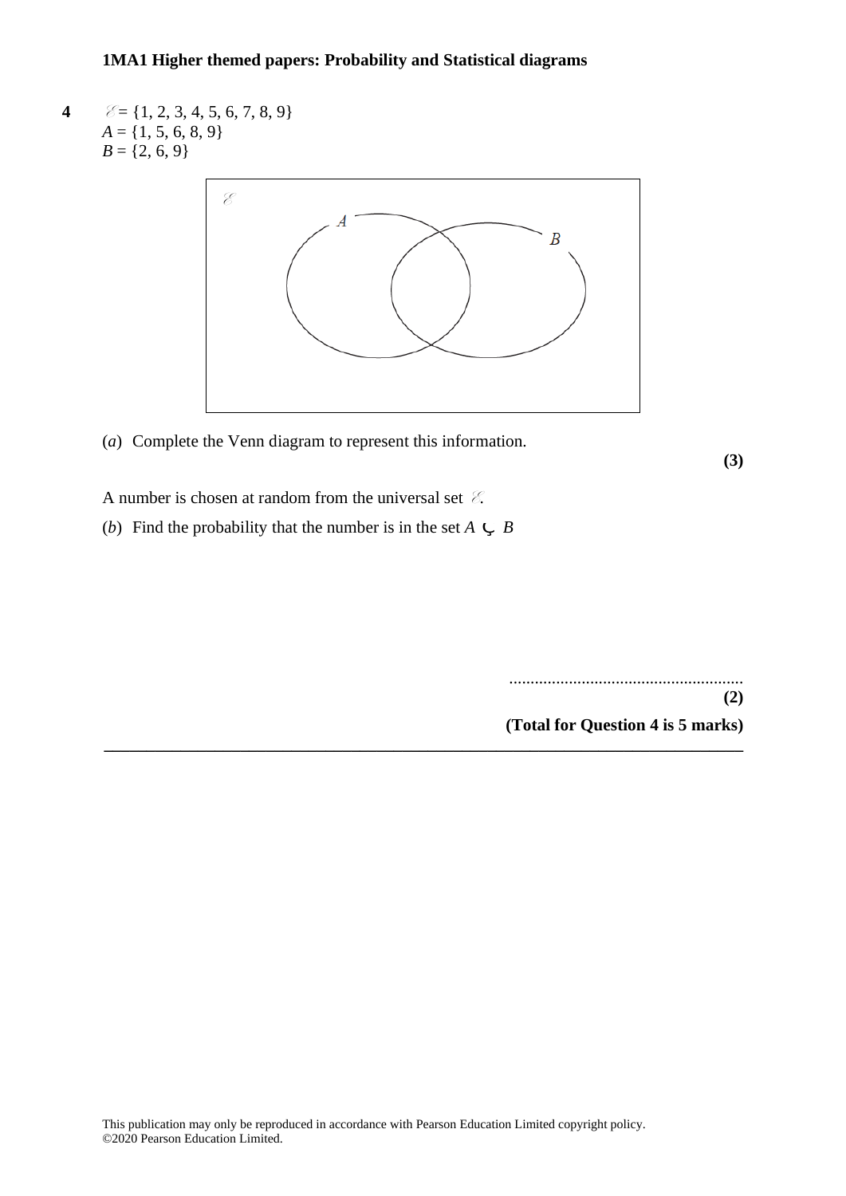**4** $\mathscr{E} = \{1, 2, 3, 4, 5, 6, 7, 8, 9\}$
$A = \{1, 5, 6, 8, 9\}$
$B = \{2, 6, 9\}$

(*a*) Complete the Venn diagram to represent this information.

**(3)**

A number is chosen at random from the universal set $\mathscr{E}$.

(*b*) Find the probability that the number is in the set $A \cup B$

......................................................

**(2)**

**(Total for Question 4 is 5 marks)**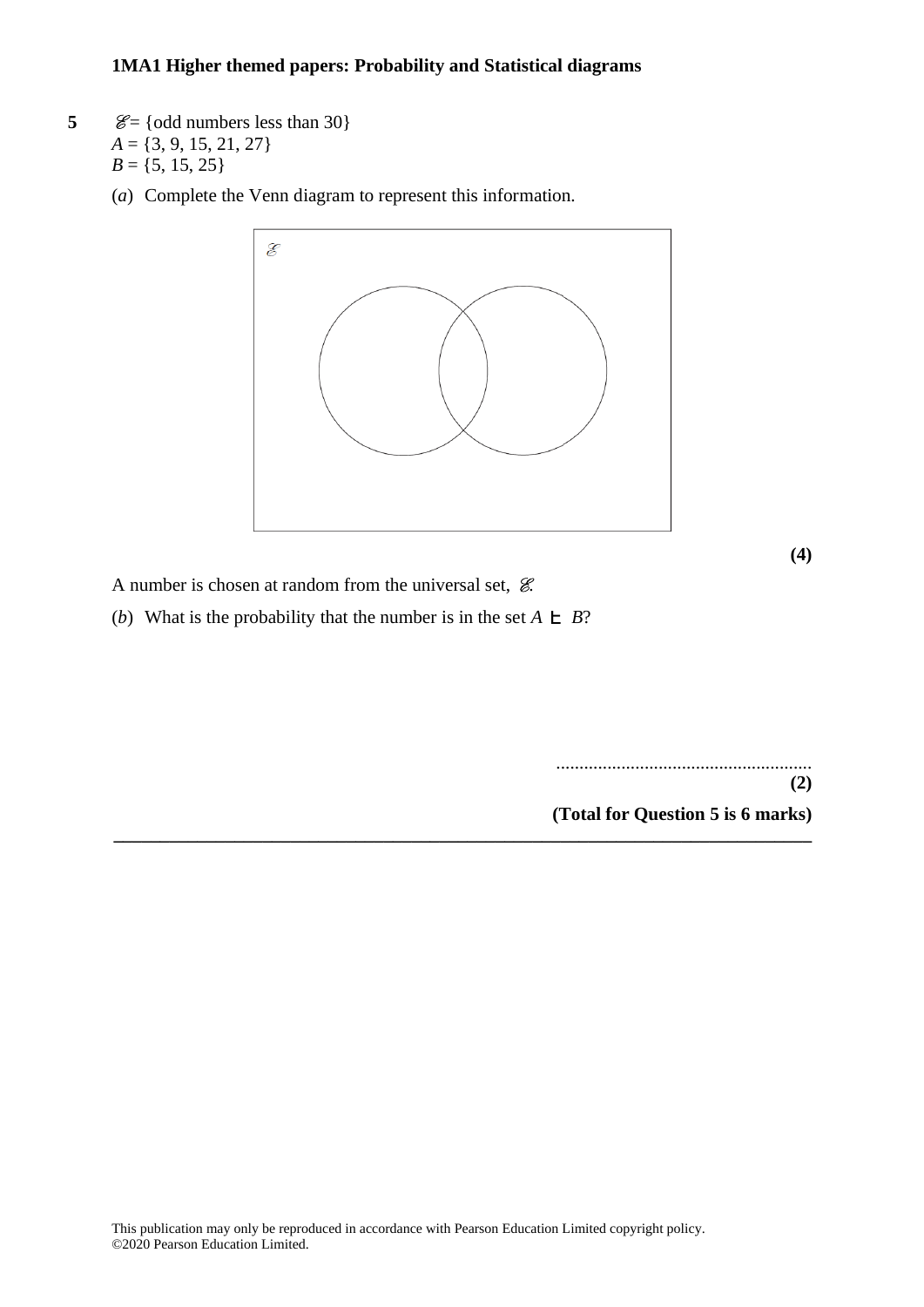**5** $\mathscr{E}$ = {odd numbers less than 30}
$A = \{3, 9, 15, 21, 27\}$
$B = \{5, 15, 25\}$

(*a*) Complete the Venn diagram to represent this information.

**(4)**

A number is chosen at random from the universal set, $\mathscr{E}$.

(*b*) What is the probability that the number is in the set $A \cup B$?

.......................................................

**(2)**

**(Total for Question 5 is 6 marks)**

---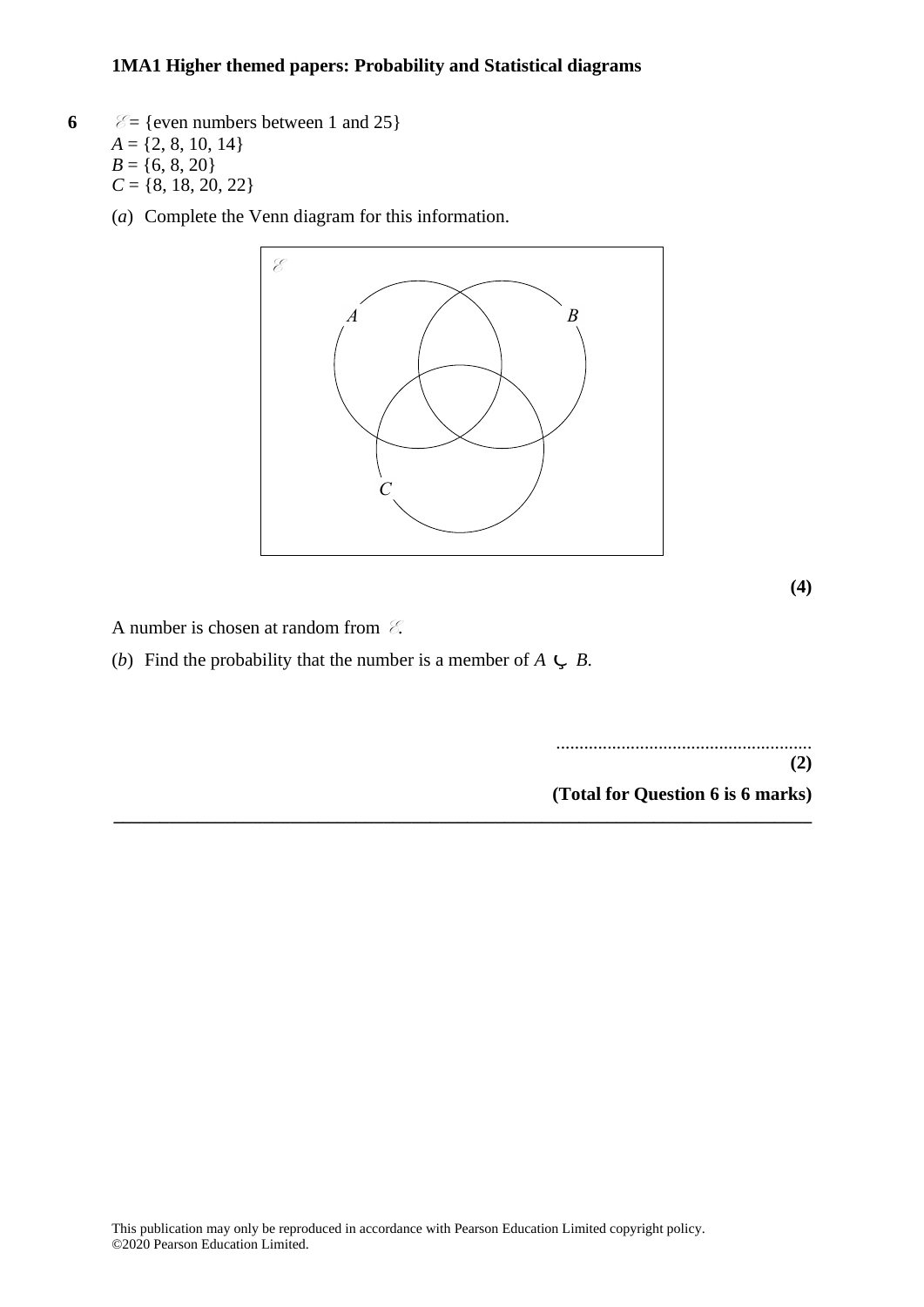**6** $\mathscr{E}$ = {even numbers between 1 and 25}
$A$ = {2, 8, 10, 14}
$B$ = {6, 8, 20}
$C$ = {8, 18, 20, 22}

(*a*) Complete the Venn diagram for this information.

$\mathscr{E}$

*A* *B*

*C*

**(4)**

A number is chosen at random from $\mathscr{E}$.

(*b*) Find the probability that the number is a member of $A \cup B$.

......................................................
**(2)**

**(Total for Question 6 is 6 marks)**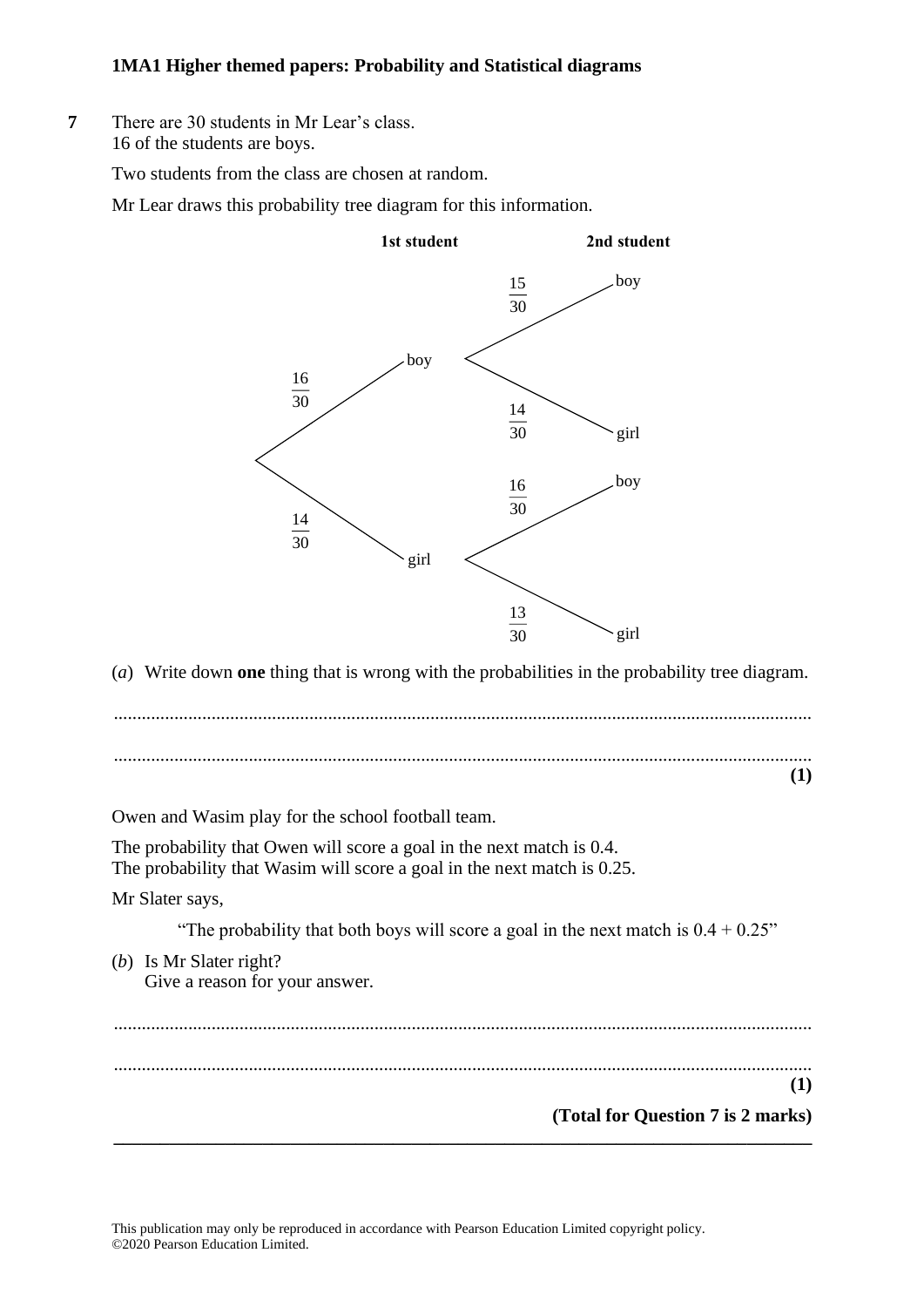**7** There are 30 students in Mr Lear's class.
16 of the students are boys.

Two students from the class are chosen at random.

Mr Lear draws this probability tree diagram for this information.

**1st student** — **2nd student**

- boy, $\frac{16}{30}$
  - boy, $\frac{15}{30}$
  - girl, $\frac{14}{30}$
- girl, $\frac{14}{30}$
  - boy, $\frac{16}{30}$
  - girl, $\frac{13}{30}$

(*a*) Write down **one** thing that is wrong with the probabilities in the probability tree diagram.

..........................................................................................................................................

..........................................................................................................................................

**(1)**

Owen and Wasim play for the school football team.

The probability that Owen will score a goal in the next match is 0.4.
The probability that Wasim will score a goal in the next match is 0.25.

Mr Slater says,

"The probability that both boys will score a goal in the next match is $0.4 + 0.25$"

(*b*) Is Mr Slater right?
Give a reason for your answer.

..........................................................................................................................................

..........................................................................................................................................

**(1)**

**(Total for Question 7 is 2 marks)**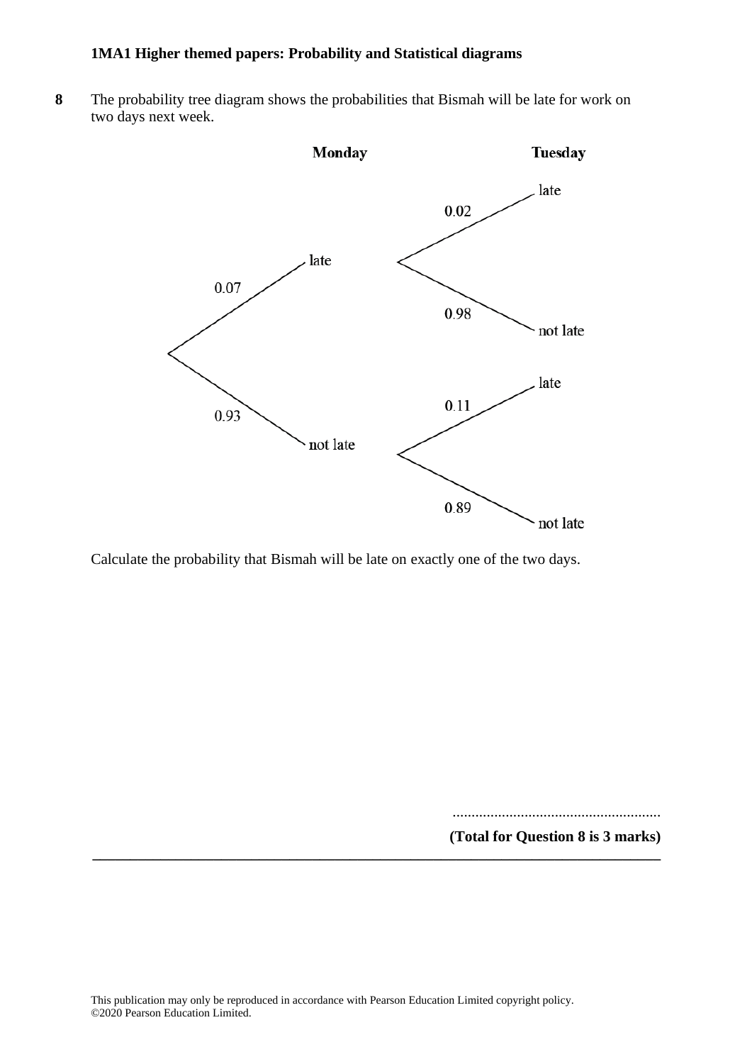**8** The probability tree diagram shows the probabilities that Bismah will be late for work on two days next week.

| Monday | | Tuesday | |
|---|---|---|---|
| late | 0.07 | late | 0.02 |
| | | not late | 0.98 |
| not late | 0.93 | late | 0.11 |
| | | not late | 0.89 |

Calculate the probability that Bismah will be late on exactly one of the two days.

.......................................................

**(Total for Question 8 is 3 marks)**

---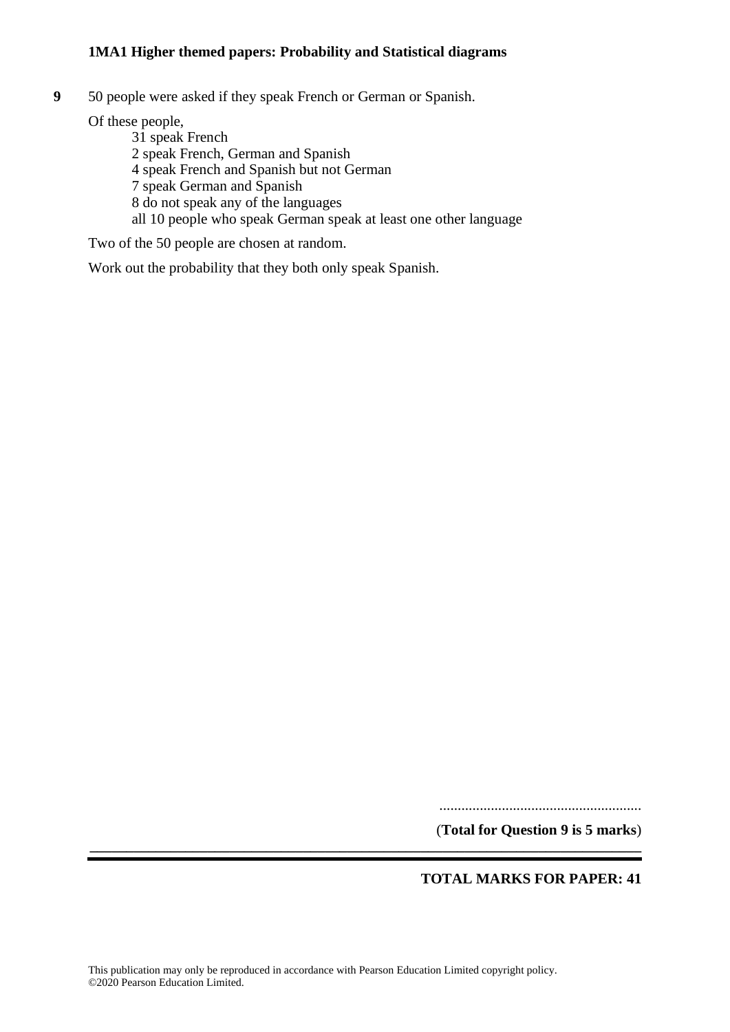**9** 50 people were asked if they speak French or German or Spanish.

Of these people,

- 31 speak French
- 2 speak French, German and Spanish
- 4 speak French and Spanish but not German
- 7 speak German and Spanish
- 8 do not speak any of the languages
- all 10 people who speak German speak at least one other language

Two of the 50 people are chosen at random.

Work out the probability that they both only speak Spanish.

.......................................................

(**Total for Question 9 is 5 marks**)

---

**TOTAL MARKS FOR PAPER: 41**

This publication may only be reproduced in accordance with Pearson Education Limited copyright policy.
©2020 Pearson Education Limited.